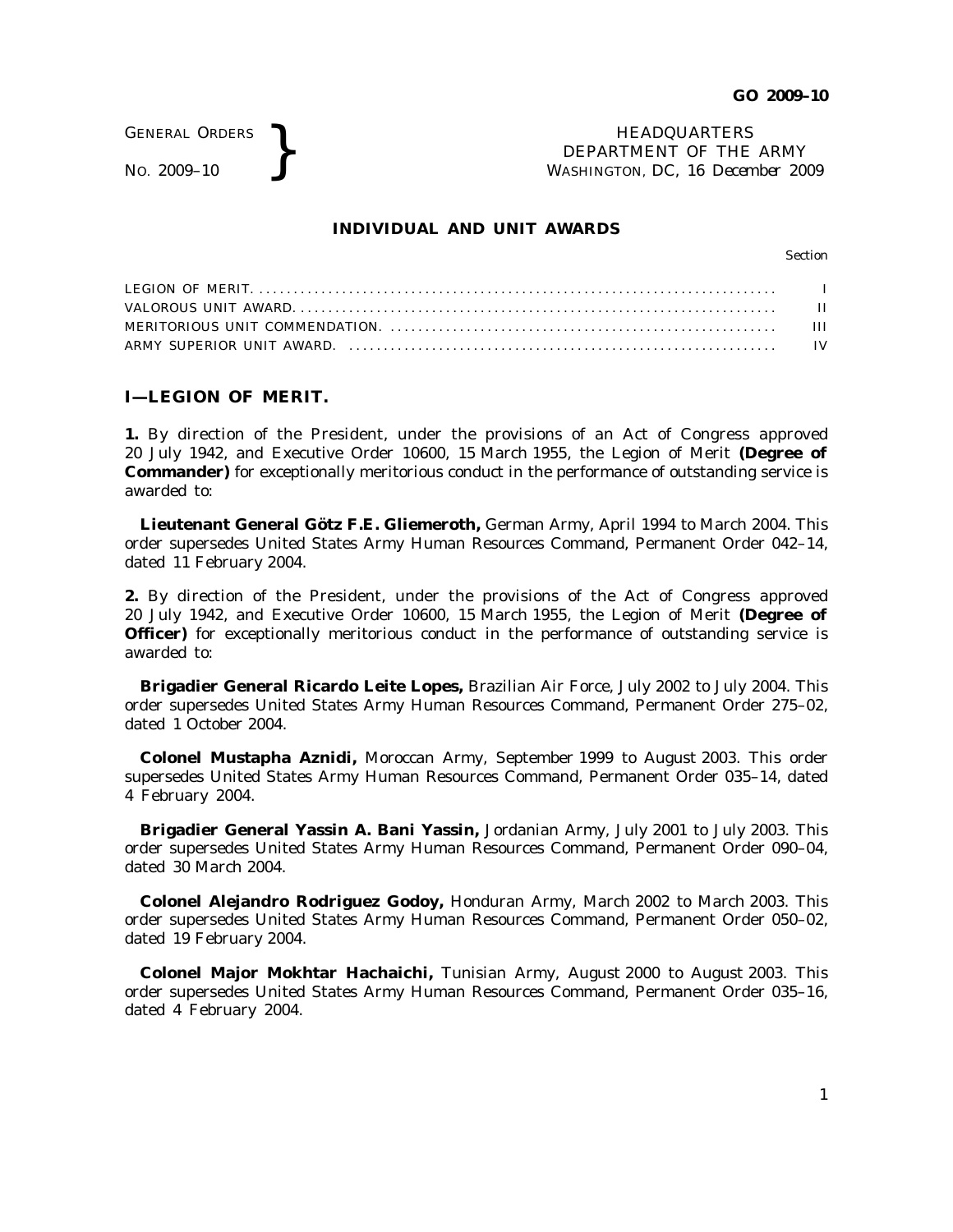GENERAL ORDERS
NO. 2009–10

HEADQUARTERS
DEPARTMENT OF THE ARMY
WASHINGTON, DC, *16 December 2009*

## INDIVIDUAL AND UNIT AWARDS

| | *Section* |
|---|---|
| LEGION OF MERIT | I |
| VALOROUS UNIT AWARD | II |
| MERITORIOUS UNIT COMMENDATION | III |
| ARMY SUPERIOR UNIT AWARD | IV |

### I—LEGION OF MERIT.

**1.** By direction of the President, under the provisions of an Act of Congress approved 20 July 1942, and Executive Order 10600, 15 March 1955, the Legion of Merit **(Degree of Commander)** for exceptionally meritorious conduct in the performance of outstanding service is awarded to:

**Lieutenant General Götz F.E. Gliemeroth,** German Army, April 1994 to March 2004. This order supersedes United States Army Human Resources Command, Permanent Order 042–14, dated 11 February 2004.

**2.** By direction of the President, under the provisions of the Act of Congress approved 20 July 1942, and Executive Order 10600, 15 March 1955, the Legion of Merit **(Degree of Officer)** for exceptionally meritorious conduct in the performance of outstanding service is awarded to:

**Brigadier General Ricardo Leite Lopes,** Brazilian Air Force, July 2002 to July 2004. This order supersedes United States Army Human Resources Command, Permanent Order 275–02, dated 1 October 2004.

**Colonel Mustapha Aznidi,** Moroccan Army, September 1999 to August 2003. This order supersedes United States Army Human Resources Command, Permanent Order 035–14, dated 4 February 2004.

**Brigadier General Yassin A. Bani Yassin,** Jordanian Army, July 2001 to July 2003. This order supersedes United States Army Human Resources Command, Permanent Order 090–04, dated 30 March 2004.

**Colonel Alejandro Rodriguez Godoy,** Honduran Army, March 2002 to March 2003. This order supersedes United States Army Human Resources Command, Permanent Order 050–02, dated 19 February 2004.

**Colonel Major Mokhtar Hachaichi,** Tunisian Army, August 2000 to August 2003. This order supersedes United States Army Human Resources Command, Permanent Order 035–16, dated 4 February 2004.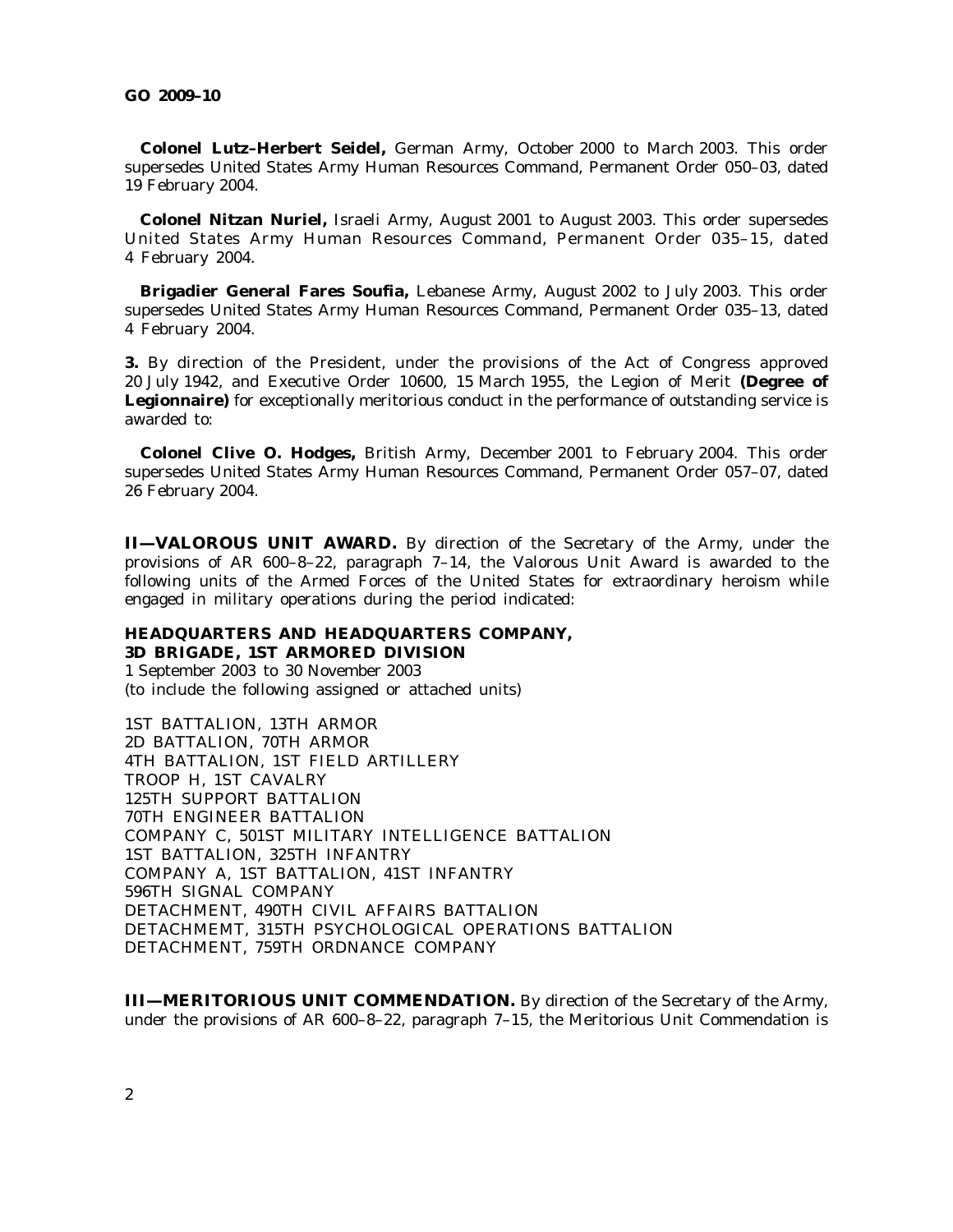**Colonel Lutz–Herbert Seidel,** German Army, October 2000 to March 2003. This order supersedes United States Army Human Resources Command, Permanent Order 050–03, dated 19 February 2004.

**Colonel Nitzan Nuriel,** Israeli Army, August 2001 to August 2003. This order supersedes United States Army Human Resources Command, Permanent Order 035–15, dated 4 February 2004.

**Brigadier General Fares Soufia,** Lebanese Army, August 2002 to July 2003. This order supersedes United States Army Human Resources Command, Permanent Order 035–13, dated 4 February 2004.

**3.** By direction of the President, under the provisions of the Act of Congress approved 20 July 1942, and Executive Order 10600, 15 March 1955, the Legion of Merit **(Degree of Legionnaire)** for exceptionally meritorious conduct in the performance of outstanding service is awarded to:

**Colonel Clive O. Hodges,** British Army, December 2001 to February 2004. This order supersedes United States Army Human Resources Command, Permanent Order 057–07, dated 26 February 2004.

**II—VALOROUS UNIT AWARD.** By direction of the Secretary of the Army, under the provisions of AR 600–8–22, paragraph 7–14, the Valorous Unit Award is awarded to the following units of the Armed Forces of the United States for extraordinary heroism while engaged in military operations during the period indicated:

**HEADQUARTERS AND HEADQUARTERS COMPANY,**
**3D BRIGADE, 1ST ARMORED DIVISION**
1 September 2003 to 30 November 2003
(to include the following assigned or attached units)

1ST BATTALION, 13TH ARMOR
2D BATTALION, 70TH ARMOR
4TH BATTALION, 1ST FIELD ARTILLERY
TROOP H, 1ST CAVALRY
125TH SUPPORT BATTALION
70TH ENGINEER BATTALION
COMPANY C, 501ST MILITARY INTELLIGENCE BATTALION
1ST BATTALION, 325TH INFANTRY
COMPANY A, 1ST BATTALION, 41ST INFANTRY
596TH SIGNAL COMPANY
DETACHMENT, 490TH CIVIL AFFAIRS BATTALION
DETACHMEMT, 315TH PSYCHOLOGICAL OPERATIONS BATTALION
DETACHMENT, 759TH ORDNANCE COMPANY

**III—MERITORIOUS UNIT COMMENDATION.** By direction of the Secretary of the Army, under the provisions of AR 600–8–22, paragraph 7–15, the Meritorious Unit Commendation is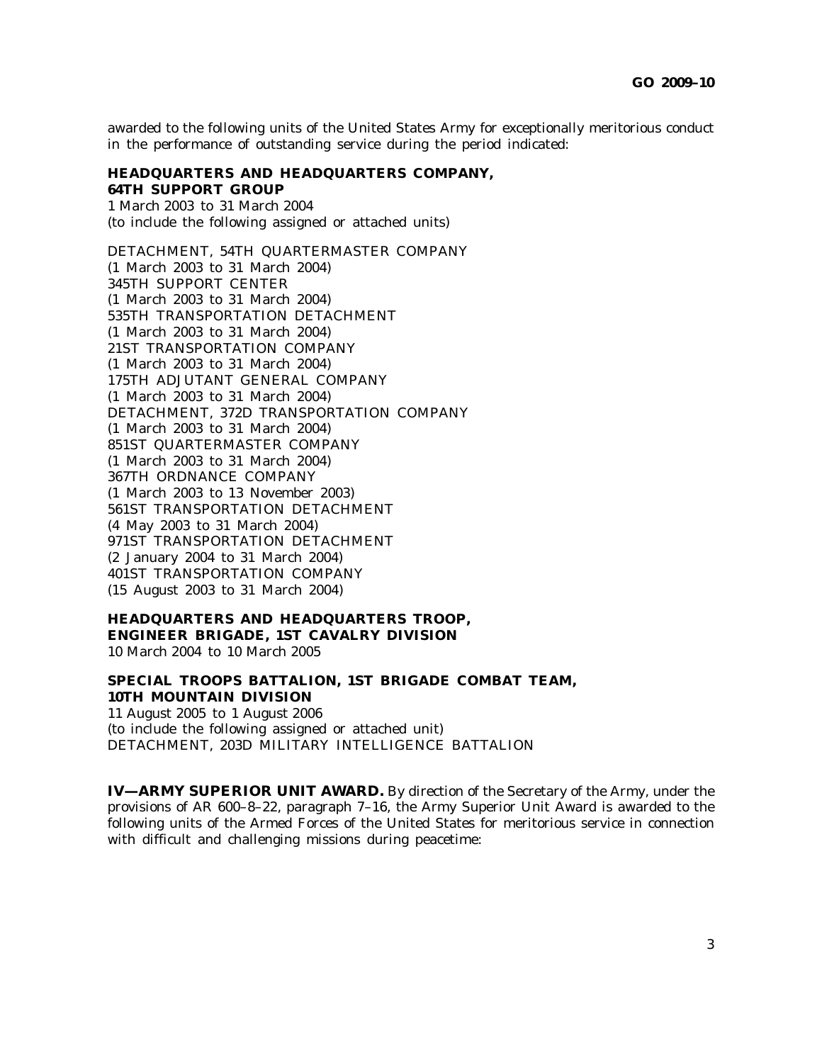awarded to the following units of the United States Army for exceptionally meritorious conduct in the performance of outstanding service during the period indicated:

**HEADQUARTERS AND HEADQUARTERS COMPANY, 64TH SUPPORT GROUP**
1 March 2003 to 31 March 2004
(to include the following assigned or attached units)

DETACHMENT, 54TH QUARTERMASTER COMPANY
(1 March 2003 to 31 March 2004)
345TH SUPPORT CENTER
(1 March 2003 to 31 March 2004)
535TH TRANSPORTATION DETACHMENT
(1 March 2003 to 31 March 2004)
21ST TRANSPORTATION COMPANY
(1 March 2003 to 31 March 2004)
175TH ADJUTANT GENERAL COMPANY
(1 March 2003 to 31 March 2004)
DETACHMENT, 372D TRANSPORTATION COMPANY
(1 March 2003 to 31 March 2004)
851ST QUARTERMASTER COMPANY
(1 March 2003 to 31 March 2004)
367TH ORDNANCE COMPANY
(1 March 2003 to 13 November 2003)
561ST TRANSPORTATION DETACHMENT
(4 May 2003 to 31 March 2004)
971ST TRANSPORTATION DETACHMENT
(2 January 2004 to 31 March 2004)
401ST TRANSPORTATION COMPANY
(15 August 2003 to 31 March 2004)

**HEADQUARTERS AND HEADQUARTERS TROOP, ENGINEER BRIGADE, 1ST CAVALRY DIVISION**
10 March 2004 to 10 March 2005

**SPECIAL TROOPS BATTALION, 1ST BRIGADE COMBAT TEAM, 10TH MOUNTAIN DIVISION**
11 August 2005 to 1 August 2006
(to include the following assigned or attached unit)
DETACHMENT, 203D MILITARY INTELLIGENCE BATTALION

**IV—ARMY SUPERIOR UNIT AWARD.** By direction of the Secretary of the Army, under the provisions of AR 600–8–22, paragraph 7–16, the Army Superior Unit Award is awarded to the following units of the Armed Forces of the United States for meritorious service in connection with difficult and challenging missions during peacetime: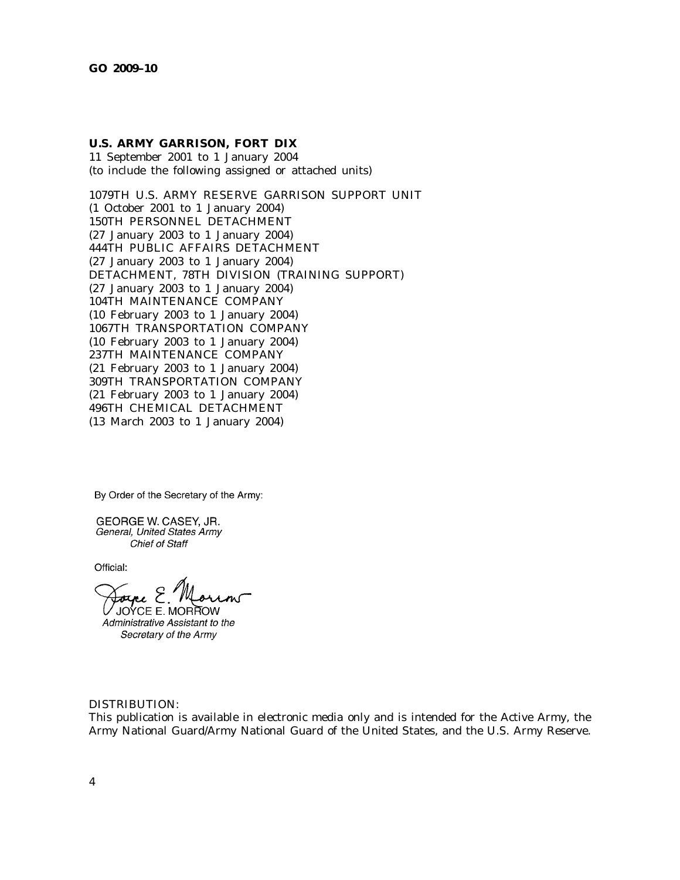**U.S. ARMY GARRISON, FORT DIX**
11 September 2001 to 1 January 2004
(to include the following assigned or attached units)

1079TH U.S. ARMY RESERVE GARRISON SUPPORT UNIT
(1 October 2001 to 1 January 2004)
150TH PERSONNEL DETACHMENT
(27 January 2003 to 1 January 2004)
444TH PUBLIC AFFAIRS DETACHMENT
(27 January 2003 to 1 January 2004)
DETACHMENT, 78TH DIVISION (TRAINING SUPPORT)
(27 January 2003 to 1 January 2004)
104TH MAINTENANCE COMPANY
(10 February 2003 to 1 January 2004)
1067TH TRANSPORTATION COMPANY
(10 February 2003 to 1 January 2004)
237TH MAINTENANCE COMPANY
(21 February 2003 to 1 January 2004)
309TH TRANSPORTATION COMPANY
(21 February 2003 to 1 January 2004)
496TH CHEMICAL DETACHMENT
(13 March 2003 to 1 January 2004)

By Order of the Secretary of the Army:

GEORGE W. CASEY, JR.
*General, United States Army*
*Chief of Staff*

Official:

JOYCE E. MORROW
*Administrative Assistant to the*
*Secretary of the Army*

DISTRIBUTION:
This publication is available in electronic media only and is intended for the Active Army, the Army National Guard/Army National Guard of the United States, and the U.S. Army Reserve.